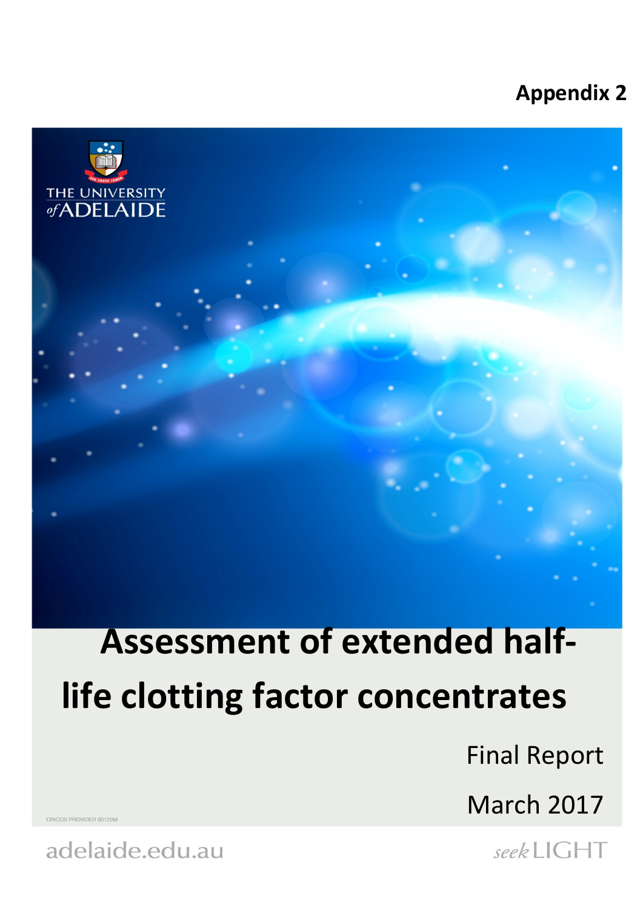**Appendix 2**

THE UNIVERSITY *of* ADELAIDE

# Assessment of extended half-life clotting factor concentrates

Final Report

March 2017

CRICOS PROVIDER 00123M

adelaide.edu.au

*seek* LIGHT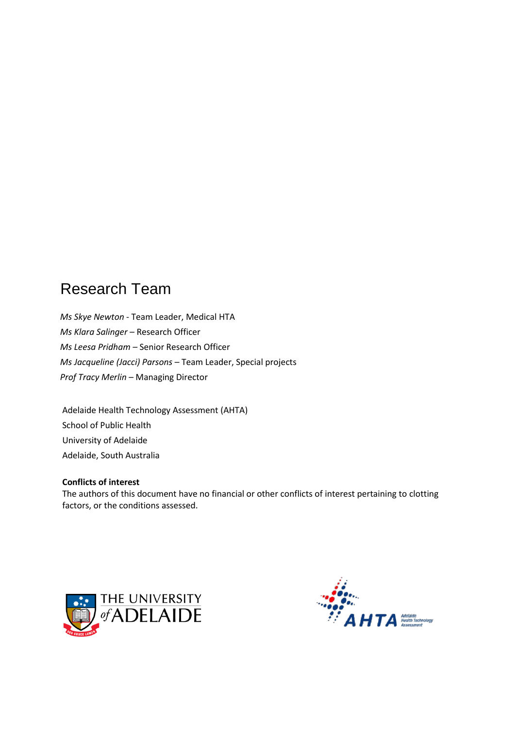# Research Team

*Ms Skye Newton* - Team Leader, Medical HTA
*Ms Klara Salinger* – Research Officer
*Ms Leesa Pridham* – Senior Research Officer
*Ms Jacqueline (Jacci) Parsons* – Team Leader, Special projects
*Prof Tracy Merlin* – Managing Director

Adelaide Health Technology Assessment (AHTA)
School of Public Health
University of Adelaide
Adelaide, South Australia

**Conflicts of interest**
The authors of this document have no financial or other conflicts of interest pertaining to clotting factors, or the conditions assessed.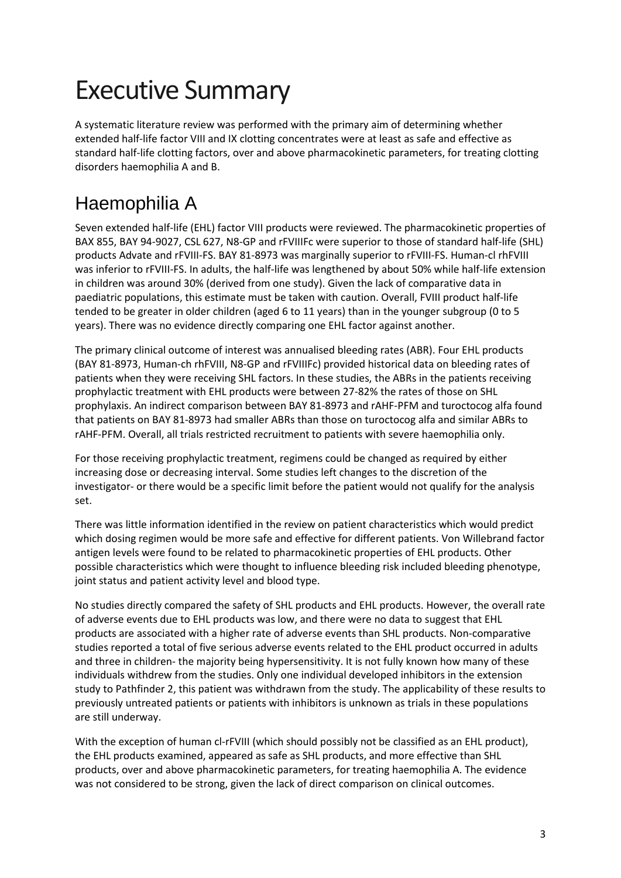# Executive Summary

A systematic literature review was performed with the primary aim of determining whether extended half-life factor VIII and IX clotting concentrates were at least as safe and effective as standard half-life clotting factors, over and above pharmacokinetic parameters, for treating clotting disorders haemophilia A and B.

## Haemophilia A

Seven extended half-life (EHL) factor VIII products were reviewed. The pharmacokinetic properties of BAX 855, BAY 94-9027, CSL 627, N8-GP and rFVIIIFc were superior to those of standard half-life (SHL) products Advate and rFVIII-FS. BAY 81-8973 was marginally superior to rFVIII-FS. Human-cl rhFVIII was inferior to rFVIII-FS. In adults, the half-life was lengthened by about 50% while half-life extension in children was around 30% (derived from one study). Given the lack of comparative data in paediatric populations, this estimate must be taken with caution. Overall, FVIII product half-life tended to be greater in older children (aged 6 to 11 years) than in the younger subgroup (0 to 5 years). There was no evidence directly comparing one EHL factor against another.

The primary clinical outcome of interest was annualised bleeding rates (ABR). Four EHL products (BAY 81-8973, Human-ch rhFVIII, N8-GP and rFVIIIFc) provided historical data on bleeding rates of patients when they were receiving SHL factors. In these studies, the ABRs in the patients receiving prophylactic treatment with EHL products were between 27-82% the rates of those on SHL prophylaxis. An indirect comparison between BAY 81-8973 and rAHF-PFM and turoctocog alfa found that patients on BAY 81-8973 had smaller ABRs than those on turoctocog alfa and similar ABRs to rAHF-PFM. Overall, all trials restricted recruitment to patients with severe haemophilia only.

For those receiving prophylactic treatment, regimens could be changed as required by either increasing dose or decreasing interval. Some studies left changes to the discretion of the investigator- or there would be a specific limit before the patient would not qualify for the analysis set.

There was little information identified in the review on patient characteristics which would predict which dosing regimen would be more safe and effective for different patients. Von Willebrand factor antigen levels were found to be related to pharmacokinetic properties of EHL products. Other possible characteristics which were thought to influence bleeding risk included bleeding phenotype, joint status and patient activity level and blood type.

No studies directly compared the safety of SHL products and EHL products. However, the overall rate of adverse events due to EHL products was low, and there were no data to suggest that EHL products are associated with a higher rate of adverse events than SHL products. Non-comparative studies reported a total of five serious adverse events related to the EHL product occurred in adults and three in children- the majority being hypersensitivity. It is not fully known how many of these individuals withdrew from the studies. Only one individual developed inhibitors in the extension study to Pathfinder 2, this patient was withdrawn from the study. The applicability of these results to previously untreated patients or patients with inhibitors is unknown as trials in these populations are still underway.

With the exception of human cl-rFVIII (which should possibly not be classified as an EHL product), the EHL products examined, appeared as safe as SHL products, and more effective than SHL products, over and above pharmacokinetic parameters, for treating haemophilia A. The evidence was not considered to be strong, given the lack of direct comparison on clinical outcomes.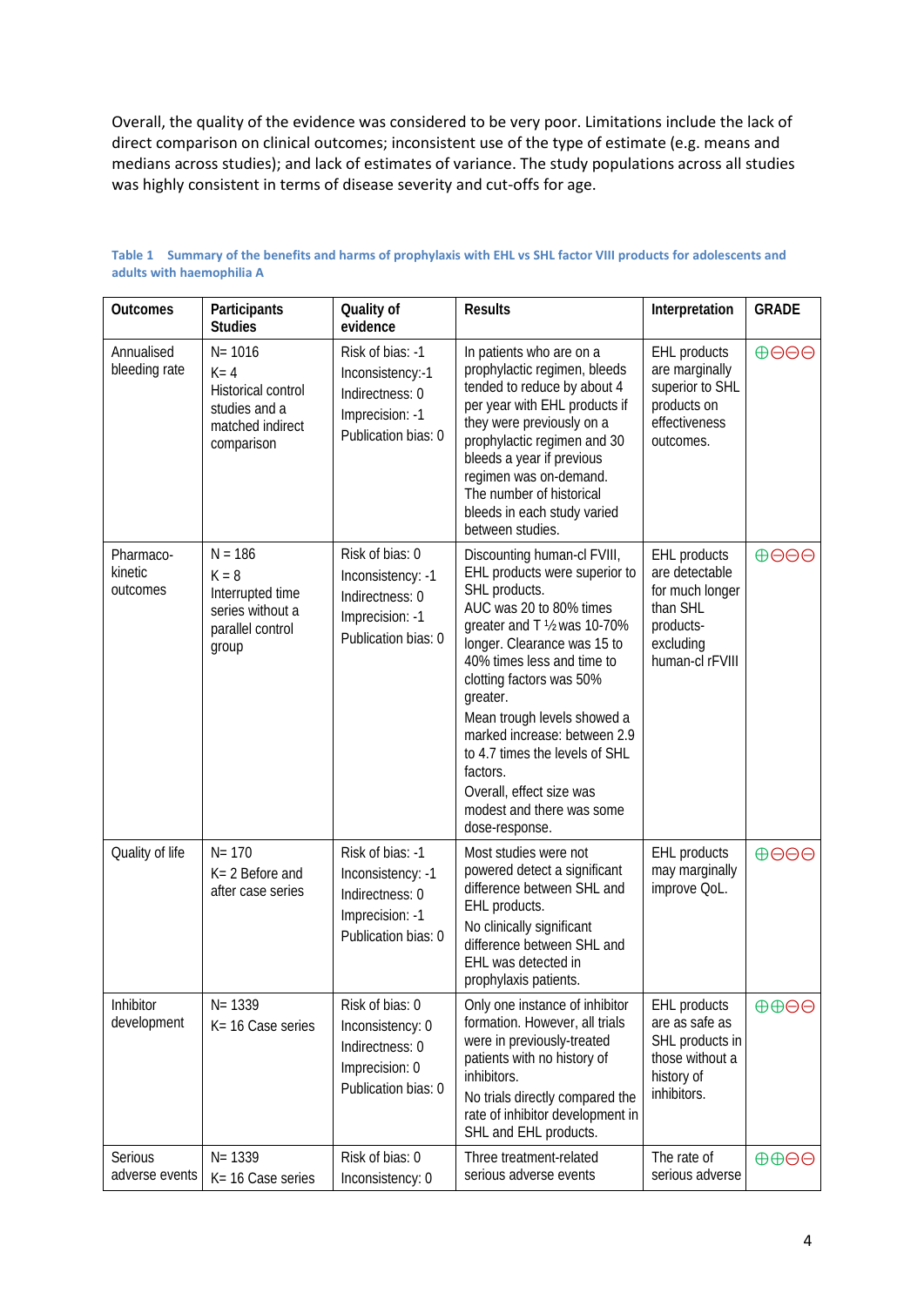Overall, the quality of the evidence was considered to be very poor. Limitations include the lack of direct comparison on clinical outcomes; inconsistent use of the type of estimate (e.g. means and medians across studies); and lack of estimates of variance. The study populations across all studies was highly consistent in terms of disease severity and cut-offs for age.

**Table 1 Summary of the benefits and harms of prophylaxis with EHL vs SHL factor VIII products for adolescents and adults with haemophilia A**

| Outcomes | Participants Studies | Quality of evidence | Results | Interpretation | GRADE |
|---|---|---|---|---|---|
| Annualised bleeding rate | N= 1016<br>K= 4<br>Historical control studies and a matched indirect comparison | Risk of bias: -1<br>Inconsistency:-1<br>Indirectness: 0<br>Imprecision: -1<br>Publication bias: 0 | In patients who are on a prophylactic regimen, bleeds tended to reduce by about 4 per year with EHL products if they were previously on a prophylactic regimen and 30 bleeds a year if previous regimen was on-demand. The number of historical bleeds in each study varied between studies. | EHL products are marginally superior to SHL products on effectiveness outcomes. | ⊕⊖⊖⊖ |
| Pharmaco-kinetic outcomes | N = 186<br>K = 8<br>Interrupted time series without a parallel control group | Risk of bias: 0<br>Inconsistency: -1<br>Indirectness: 0<br>Imprecision: -1<br>Publication bias: 0 | Discounting human-cl FVIII, EHL products were superior to SHL products.<br>AUC was 20 to 80% times greater and T ½ was 10-70% longer. Clearance was 15 to 40% times less and time to clotting factors was 50% greater.<br>Mean trough levels showed a marked increase: between 2.9 to 4.7 times the levels of SHL factors.<br>Overall, effect size was modest and there was some dose-response. | EHL products are detectable for much longer than SHL products-excluding human-cl rFVIII | ⊕⊖⊖⊖ |
| Quality of life | N= 170<br>K= 2 Before and after case series | Risk of bias: -1<br>Inconsistency: -1<br>Indirectness: 0<br>Imprecision: -1<br>Publication bias: 0 | Most studies were not powered detect a significant difference between SHL and EHL products.<br>No clinically significant difference between SHL and EHL was detected in prophylaxis patients. | EHL products may marginally improve QoL. | ⊕⊖⊖⊖ |
| Inhibitor development | N= 1339<br>K= 16 Case series | Risk of bias: 0<br>Inconsistency: 0<br>Indirectness: 0<br>Imprecision: 0<br>Publication bias: 0 | Only one instance of inhibitor formation. However, all trials were in previously-treated patients with no history of inhibitors.<br>No trials directly compared the rate of inhibitor development in SHL and EHL products. | EHL products are as safe as SHL products in those without a history of inhibitors. | ⊕⊕⊖⊖ |
| Serious adverse events | N= 1339<br>K= 16 Case series | Risk of bias: 0<br>Inconsistency: 0 | Three treatment-related serious adverse events | The rate of serious adverse | ⊕⊕⊖⊖ |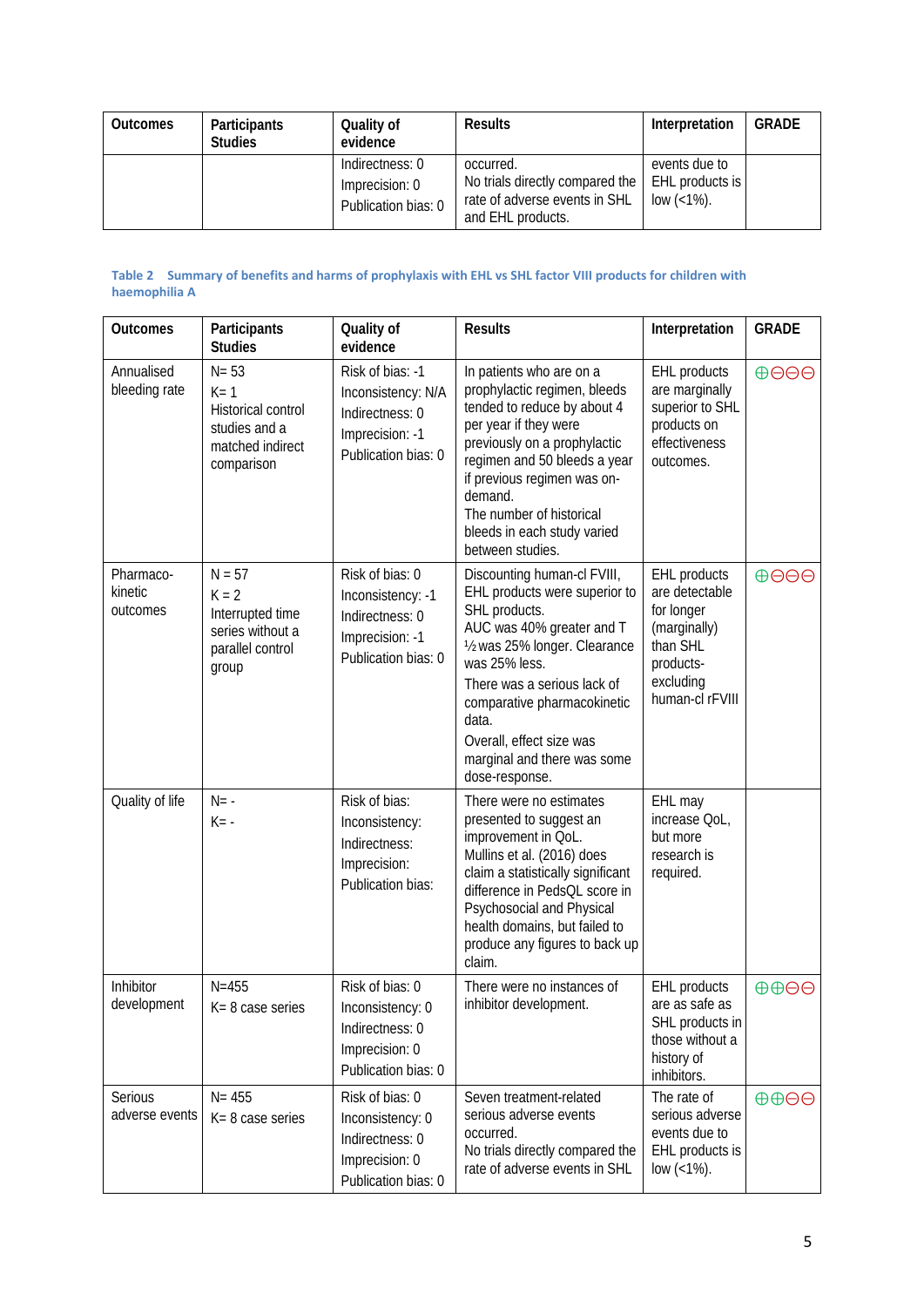| Outcomes | Participants Studies | Quality of evidence | Results | Interpretation | GRADE |
|---|---|---|---|---|---|
| | | Indirectness: 0<br>Imprecision: 0<br>Publication bias: 0 | occurred.<br>No trials directly compared the rate of adverse events in SHL and EHL products. | events due to EHL products is low (<1%). | |

**Table 2 Summary of benefits and harms of prophylaxis with EHL vs SHL factor VIII products for children with haemophilia A**

| Outcomes | Participants Studies | Quality of evidence | Results | Interpretation | GRADE |
|---|---|---|---|---|---|
| Annualised bleeding rate | N= 53<br>K= 1<br>Historical control studies and a matched indirect comparison | Risk of bias: -1<br>Inconsistency: N/A<br>Indirectness: 0<br>Imprecision: -1<br>Publication bias: 0 | In patients who are on a prophylactic regimen, bleeds tended to reduce by about 4 per year if they were previously on a prophylactic regimen and 50 bleeds a year if previous regimen was on-demand.<br>The number of historical bleeds in each study varied between studies. | EHL products are marginally superior to SHL products on effectiveness outcomes. | ⊕⊖⊖⊖ |
| Pharmaco-kinetic outcomes | N = 57<br>K = 2<br>Interrupted time series without a parallel control group | Risk of bias: 0<br>Inconsistency: -1<br>Indirectness: 0<br>Imprecision: -1<br>Publication bias: 0 | Discounting human-cl FVIII, EHL products were superior to SHL products.<br>AUC was 40% greater and T ½ was 25% longer. Clearance was 25% less.<br>There was a serious lack of comparative pharmacokinetic data.<br>Overall, effect size was marginal and there was some dose-response. | EHL products are detectable for longer (marginally) than SHL products-excluding human-cl rFVIII | ⊕⊖⊖⊖ |
| Quality of life | N= -<br>K= - | Risk of bias:<br>Inconsistency:<br>Indirectness:<br>Imprecision:<br>Publication bias: | There were no estimates presented to suggest an improvement in QoL.<br>Mullins et al. (2016) does claim a statistically significant difference in PedsQL score in Psychosocial and Physical health domains, but failed to produce any figures to back up claim. | EHL may increase QoL, but more research is required. | |
| Inhibitor development | N=455<br>K= 8 case series | Risk of bias: 0<br>Inconsistency: 0<br>Indirectness: 0<br>Imprecision: 0<br>Publication bias: 0 | There were no instances of inhibitor development. | EHL products are as safe as SHL products in those without a history of inhibitors. | ⊕⊕⊖⊖ |
| Serious adverse events | N= 455<br>K= 8 case series | Risk of bias: 0<br>Inconsistency: 0<br>Indirectness: 0<br>Imprecision: 0<br>Publication bias: 0 | Seven treatment-related serious adverse events occurred.<br>No trials directly compared the rate of adverse events in SHL | The rate of serious adverse events due to EHL products is low (<1%). | ⊕⊕⊖⊖ |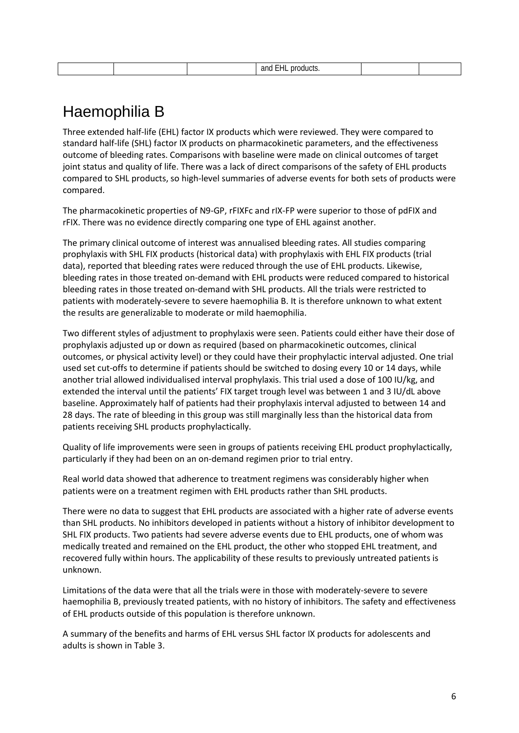| | | | and EHL products. | | |
|---|---|---|---|---|---|

# Haemophilia B

Three extended half-life (EHL) factor IX products which were reviewed. They were compared to standard half-life (SHL) factor IX products on pharmacokinetic parameters, and the effectiveness outcome of bleeding rates. Comparisons with baseline were made on clinical outcomes of target joint status and quality of life. There was a lack of direct comparisons of the safety of EHL products compared to SHL products, so high-level summaries of adverse events for both sets of products were compared.

The pharmacokinetic properties of N9-GP, rFIXFc and rIX-FP were superior to those of pdFIX and rFIX. There was no evidence directly comparing one type of EHL against another.

The primary clinical outcome of interest was annualised bleeding rates. All studies comparing prophylaxis with SHL FIX products (historical data) with prophylaxis with EHL FIX products (trial data), reported that bleeding rates were reduced through the use of EHL products. Likewise, bleeding rates in those treated on-demand with EHL products were reduced compared to historical bleeding rates in those treated on-demand with SHL products. All the trials were restricted to patients with moderately-severe to severe haemophilia B. It is therefore unknown to what extent the results are generalizable to moderate or mild haemophilia.

Two different styles of adjustment to prophylaxis were seen. Patients could either have their dose of prophylaxis adjusted up or down as required (based on pharmacokinetic outcomes, clinical outcomes, or physical activity level) or they could have their prophylactic interval adjusted. One trial used set cut-offs to determine if patients should be switched to dosing every 10 or 14 days, while another trial allowed individualised interval prophylaxis. This trial used a dose of 100 IU/kg, and extended the interval until the patients' FIX target trough level was between 1 and 3 IU/dL above baseline. Approximately half of patients had their prophylaxis interval adjusted to between 14 and 28 days. The rate of bleeding in this group was still marginally less than the historical data from patients receiving SHL products prophylactically.

Quality of life improvements were seen in groups of patients receiving EHL product prophylactically, particularly if they had been on an on-demand regimen prior to trial entry.

Real world data showed that adherence to treatment regimens was considerably higher when patients were on a treatment regimen with EHL products rather than SHL products.

There were no data to suggest that EHL products are associated with a higher rate of adverse events than SHL products. No inhibitors developed in patients without a history of inhibitor development to SHL FIX products. Two patients had severe adverse events due to EHL products, one of whom was medically treated and remained on the EHL product, the other who stopped EHL treatment, and recovered fully within hours. The applicability of these results to previously untreated patients is unknown.

Limitations of the data were that all the trials were in those with moderately-severe to severe haemophilia B, previously treated patients, with no history of inhibitors. The safety and effectiveness of EHL products outside of this population is therefore unknown.

A summary of the benefits and harms of EHL versus SHL factor IX products for adolescents and adults is shown in Table 3.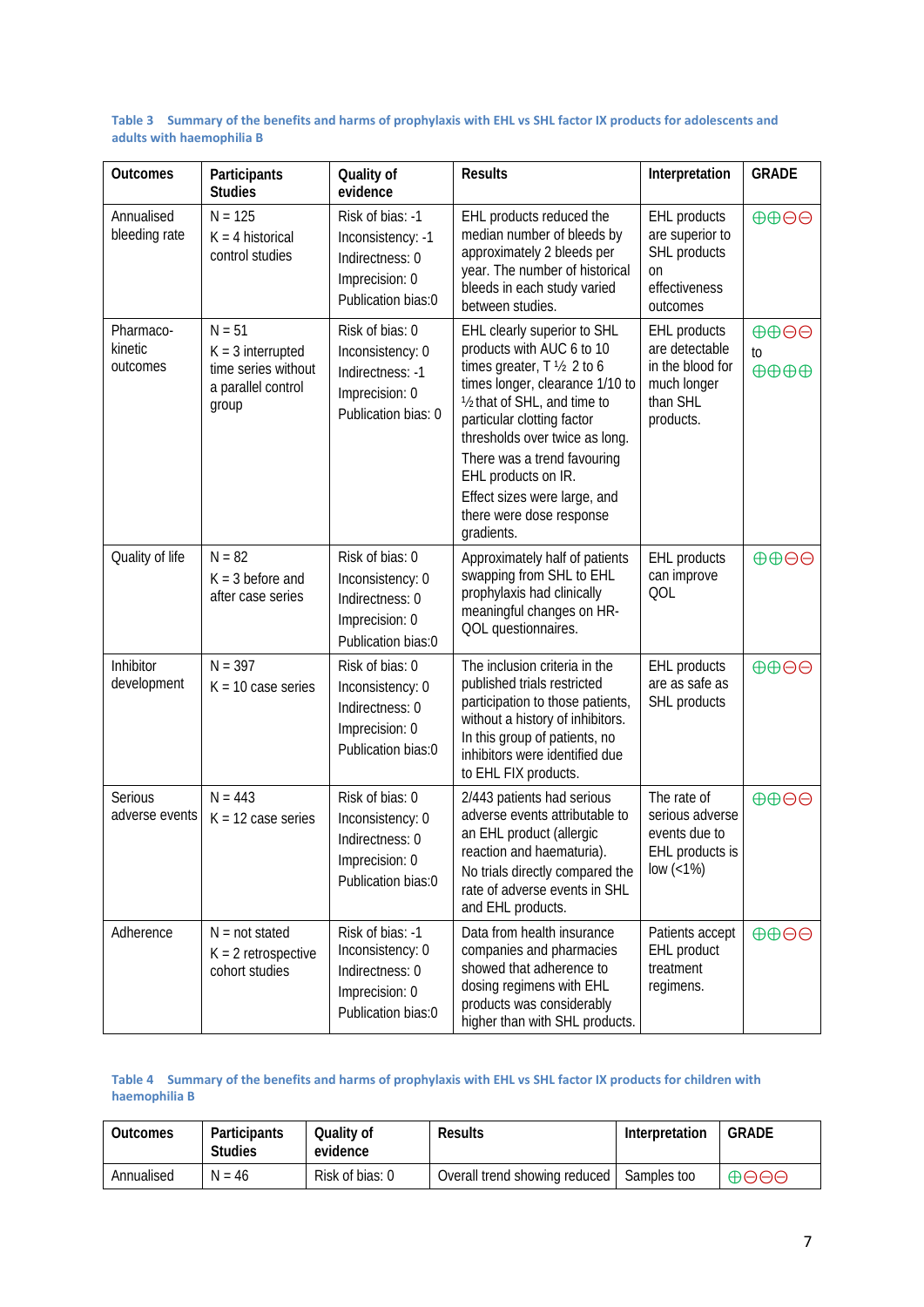**Table 3 Summary of the benefits and harms of prophylaxis with EHL vs SHL factor IX products for adolescents and adults with haemophilia B**

| Outcomes | Participants Studies | Quality of evidence | Results | Interpretation | GRADE |
|---|---|---|---|---|---|
| Annualised bleeding rate | N = 125<br>K = 4 historical control studies | Risk of bias: -1<br>Inconsistency: -1<br>Indirectness: 0<br>Imprecision: 0<br>Publication bias:0 | EHL products reduced the median number of bleeds by approximately 2 bleeds per year. The number of historical bleeds in each study varied between studies. | EHL products are superior to SHL products on effectiveness outcomes | ⊕⊕⊖⊖ |
| Pharmaco-kinetic outcomes | N = 51<br>K = 3 interrupted time series without a parallel control group | Risk of bias: 0<br>Inconsistency: 0<br>Indirectness: -1<br>Imprecision: 0<br>Publication bias: 0 | EHL clearly superior to SHL products with AUC 6 to 10 times greater, T ½ 2 to 6 times longer, clearance 1/10 to ½ that of SHL, and time to particular clotting factor thresholds over twice as long.<br>There was a trend favouring EHL products on IR.<br>Effect sizes were large, and there were dose response gradients. | EHL products are detectable in the blood for much longer than SHL products. | ⊕⊕⊖⊖ to ⊕⊕⊕⊕ |
| Quality of life | N = 82<br>K = 3 before and after case series | Risk of bias: 0<br>Inconsistency: 0<br>Indirectness: 0<br>Imprecision: 0<br>Publication bias:0 | Approximately half of patients swapping from SHL to EHL prophylaxis had clinically meaningful changes on HR-QOL questionnaires. | EHL products can improve QOL | ⊕⊕⊖⊖ |
| Inhibitor development | N = 397<br>K = 10 case series | Risk of bias: 0<br>Inconsistency: 0<br>Indirectness: 0<br>Imprecision: 0<br>Publication bias:0 | The inclusion criteria in the published trials restricted participation to those patients, without a history of inhibitors. In this group of patients, no inhibitors were identified due to EHL FIX products. | EHL products are as safe as SHL products | ⊕⊕⊖⊖ |
| Serious adverse events | N = 443<br>K = 12 case series | Risk of bias: 0<br>Inconsistency: 0<br>Indirectness: 0<br>Imprecision: 0<br>Publication bias:0 | 2/443 patients had serious adverse events attributable to an EHL product (allergic reaction and haematuria).<br>No trials directly compared the rate of adverse events in SHL and EHL products. | The rate of serious adverse events due to EHL products is low (<1%) | ⊕⊕⊖⊖ |
| Adherence | N = not stated<br>K = 2 retrospective cohort studies | Risk of bias: -1<br>Inconsistency: 0<br>Indirectness: 0<br>Imprecision: 0<br>Publication bias:0 | Data from health insurance companies and pharmacies showed that adherence to dosing regimens with EHL products was considerably higher than with SHL products. | Patients accept EHL product treatment regimens. | ⊕⊕⊖⊖ |

**Table 4 Summary of the benefits and harms of prophylaxis with EHL vs SHL factor IX products for children with haemophilia B**

| Outcomes | Participants Studies | Quality of evidence | Results | Interpretation | GRADE |
|---|---|---|---|---|---|
| Annualised | N = 46 | Risk of bias: 0 | Overall trend showing reduced | Samples too | ⊕⊖⊖⊖ |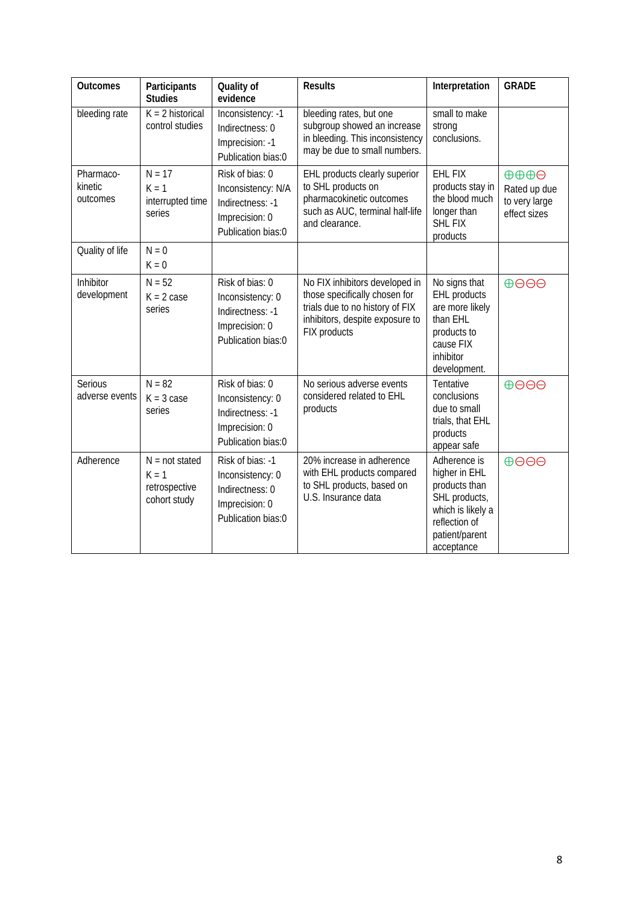| Outcomes | Participants Studies | Quality of evidence | Results | Interpretation | GRADE |
|---|---|---|---|---|---|
| bleeding rate | K = 2 historical control studies | Inconsistency: -1<br>Indirectness: 0<br>Imprecision: -1<br>Publication bias:0 | bleeding rates, but one subgroup showed an increase in bleeding. This inconsistency may be due to small numbers. | small to make strong conclusions. | |
| Pharmaco-kinetic outcomes | N = 17<br>K = 1<br>interrupted time series | Risk of bias: 0<br>Inconsistency: N/A<br>Indirectness: -1<br>Imprecision: 0<br>Publication bias:0 | EHL products clearly superior to SHL products on pharmacokinetic outcomes such as AUC, terminal half-life and clearance. | EHL FIX products stay in the blood much longer than SHL FIX products | ⊕⊕⊕⊖ Rated up due to very large effect sizes |
| Quality of life | N = 0<br>K = 0 | | | | |
| Inhibitor development | N = 52<br>K = 2 case series | Risk of bias: 0<br>Inconsistency: 0<br>Indirectness: -1<br>Imprecision: 0<br>Publication bias:0 | No FIX inhibitors developed in those specifically chosen for trials due to no history of FIX inhibitors, despite exposure to FIX products | No signs that EHL products are more likely than EHL products to cause FIX inhibitor development. | ⊕⊖⊖⊖ |
| Serious adverse events | N = 82<br>K = 3 case series | Risk of bias: 0<br>Inconsistency: 0<br>Indirectness: -1<br>Imprecision: 0<br>Publication bias:0 | No serious adverse events considered related to EHL products | Tentative conclusions due to small trials, that EHL products appear safe | ⊕⊖⊖⊖ |
| Adherence | N = not stated<br>K = 1<br>retrospective cohort study | Risk of bias: -1<br>Inconsistency: 0<br>Indirectness: 0<br>Imprecision: 0<br>Publication bias:0 | 20% increase in adherence with EHL products compared to SHL products, based on U.S. Insurance data | Adherence is higher in EHL products than SHL products, which is likely a reflection of patient/parent acceptance | ⊕⊖⊖⊖ |